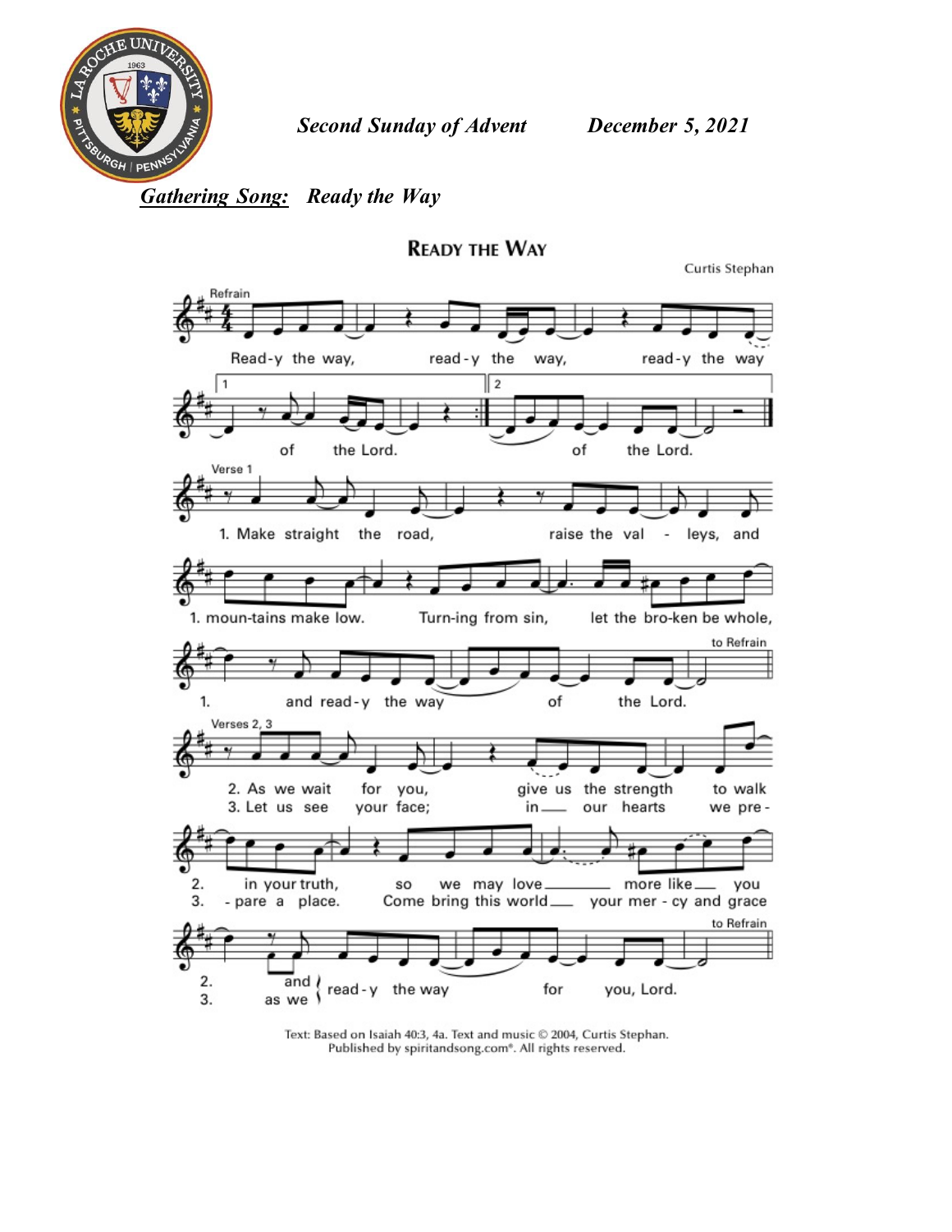*Second Sunday of Advent* *December 5, 2021*

***Gathering Song:*** ***Ready the Way***

# READY THE WAY

Curtis Stephan

Refrain

Read-y the way, read-y the way, read-y the way of the Lord. of the Lord.

Verse 1

1. Make straight the road, raise the val - leys, and moun-tains make low. Turn-ing from sin, let the bro-ken be whole, and read-y the way of the Lord.

to Refrain

Verses 2, 3

2. As we wait for you, give us the strength to walk in your truth, so we may love more like you and read-y the way for you, Lord.

3. Let us see your face; in our hearts we pre-pare a place. Come bring this world your mer - cy and grace as we read-y the way for you, Lord.

to Refrain

Text: Based on Isaiah 40:3, 4a. Text and music © 2004, Curtis Stephan.
Published by spiritandsong.com®. All rights reserved.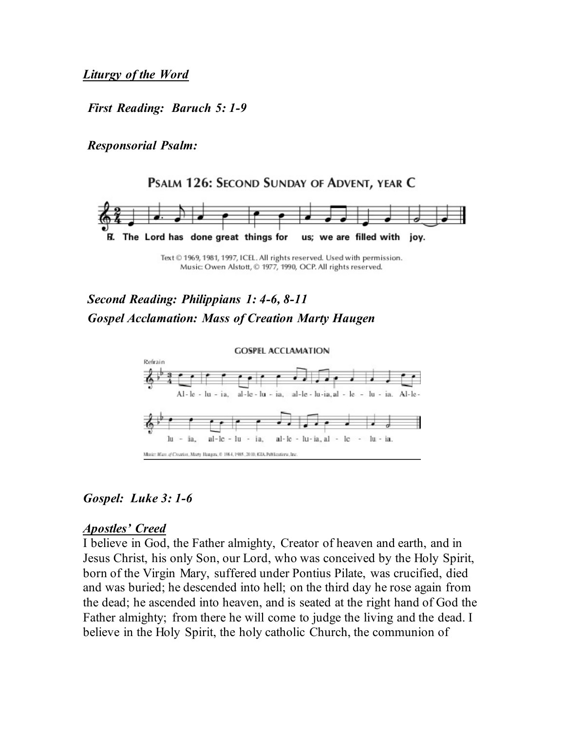***Liturgy of the Word***

***First Reading: Baruch 5: 1-9***

***Responsorial Psalm:***

PSALM 126: SECOND SUNDAY OF ADVENT, YEAR C

℟. The Lord has done great things for us; we are filled with joy.

Text © 1969, 1981, 1997, ICEL. All rights reserved. Used with permission.
Music: Owen Alstott, © 1977, 1990, OCP. All rights reserved.

***Second Reading: Philippians 1: 4-6, 8-11***
***Gospel Acclamation: Mass of Creation Marty Haugen***

GOSPEL ACCLAMATION

Refrain

Al-le-lu-ia, al-le-lu-ia, al-le-lu-ia, al-le-lu-ia. Al-le-lu-ia, al-le-lu-ia, al-le-lu-ia, al-le-lu-ia.

Music: Mass of Creation, Marty Haugen, © 1984, 1985, 2010, GIA Publications, Inc.

***Gospel: Luke 3: 1-6***

***Apostles' Creed***

I believe in God, the Father almighty, Creator of heaven and earth, and in Jesus Christ, his only Son, our Lord, who was conceived by the Holy Spirit, born of the Virgin Mary, suffered under Pontius Pilate, was crucified, died and was buried; he descended into hell; on the third day he rose again from the dead; he ascended into heaven, and is seated at the right hand of God the Father almighty; from there he will come to judge the living and the dead. I believe in the Holy Spirit, the holy catholic Church, the communion of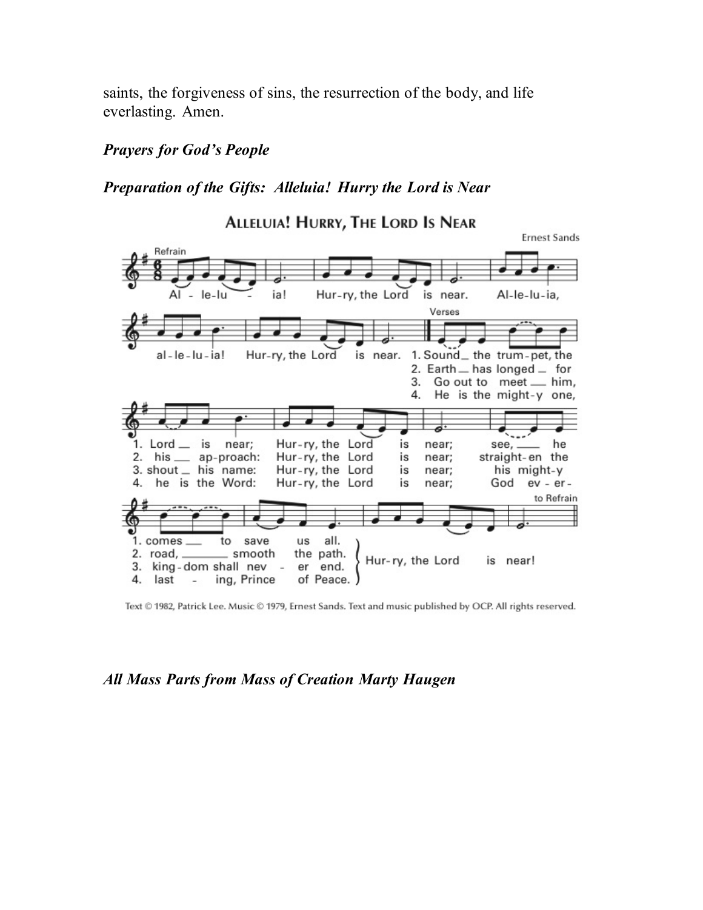saints, the forgiveness of sins, the resurrection of the body, and life everlasting. Amen.

***Prayers for God's People***

***Preparation of the Gifts: Alleluia! Hurry the Lord is Near***

**ALLELUIA! HURRY, THE LORD IS NEAR**

Ernest Sands

Refrain

Al - le-lu - ia! Hur-ry, the Lord is near. Al-le-lu-ia, al-le-lu-ia! Hur-ry, the Lord is near.

Verses

1. Sound the trum-pet, the Lord is near; Hur-ry, the Lord is near; see, he comes to save us all. Hur-ry, the Lord is near!
2. Earth has longed for his ap-proach: Hur-ry, the Lord is near; straight-en the road, smooth the path. Hur-ry, the Lord is near!
3. Go out to meet him, shout his name: Hur-ry, the Lord is near; his might-y king-dom shall nev - er end. Hur-ry, the Lord is near!
4. He is the might-y one, he is the Word: Hur-ry, the Lord is near; God ev - er-last - ing, Prince of Peace. Hur-ry, the Lord is near!

to Refrain

Text © 1982, Patrick Lee. Music © 1979, Ernest Sands. Text and music published by OCP. All rights reserved.

***All Mass Parts from Mass of Creation Marty Haugen***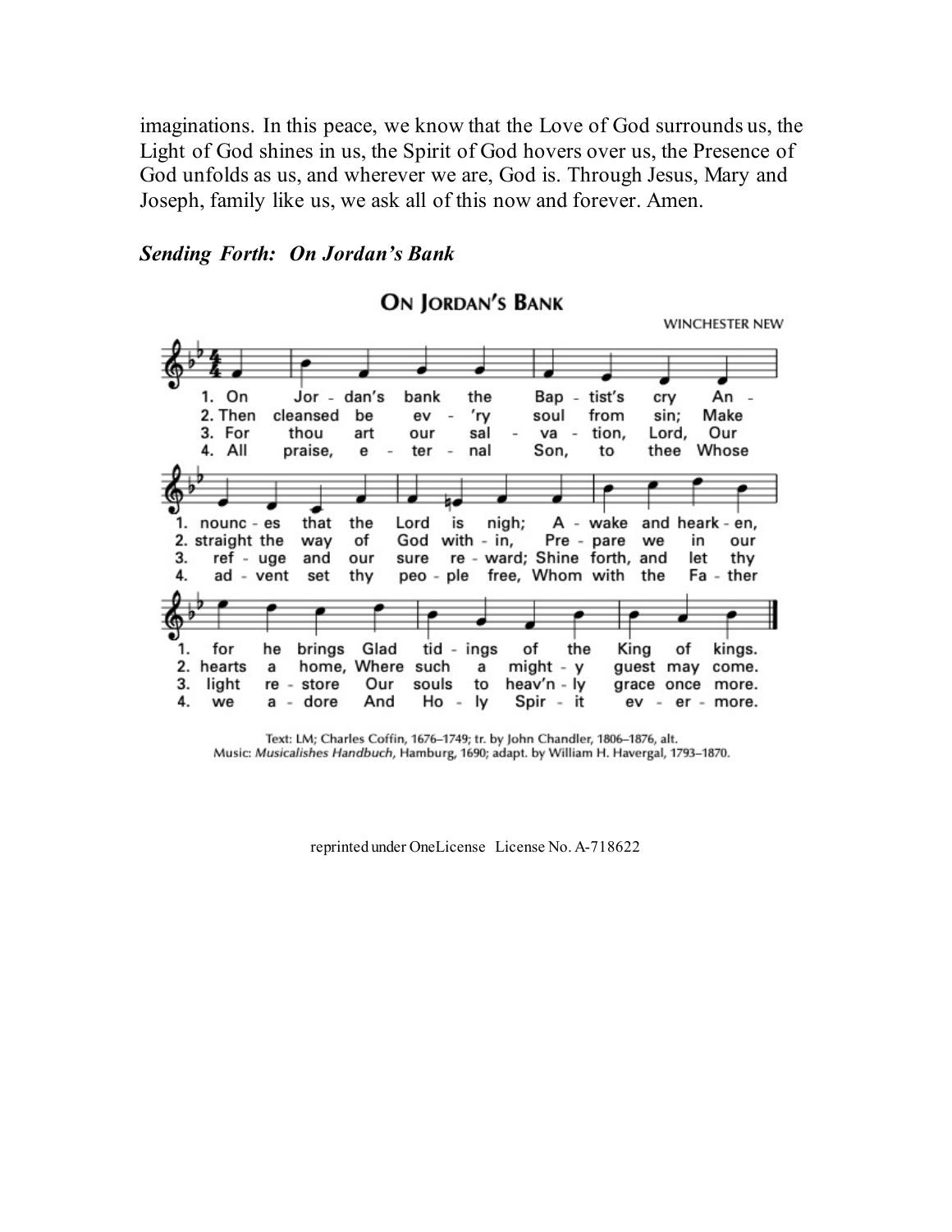imaginations. In this peace, we know that the Love of God surrounds us, the Light of God shines in us, the Spirit of God hovers over us, the Presence of God unfolds as us, and wherever we are, God is. Through Jesus, Mary and Joseph, family like us, we ask all of this now and forever. Amen.

***Sending Forth: On Jordan's Bank***

## ON JORDAN'S BANK

WINCHESTER NEW

1. On Jor - dan's bank the Bap - tist's cry An - nounc - es that the Lord is nigh; A - wake and heark - en, for he brings Glad tid - ings of the King of kings.
2. Then cleansed be ev - 'ry soul from sin; Make straight the way of God with - in, Pre - pare we in our hearts a home, Where such a might - y guest may come.
3. For thou art our sal - va - tion, Lord, Our ref - uge and our sure re - ward; Shine forth, and let thy light re - store Our souls to heav'n - ly grace once more.
4. All praise, e - ter - nal Son, to thee Whose ad - vent set thy peo - ple free, Whom with the Fa - ther we a - dore And Ho - ly Spir - it ev - er - more.

Text: LM; Charles Coffin, 1676–1749; tr. by John Chandler, 1806–1876, alt.
Music: *Musicalishes Handbuch*, Hamburg, 1690; adapt. by William H. Havergal, 1793–1870.

reprinted under OneLicense License No. A-718622